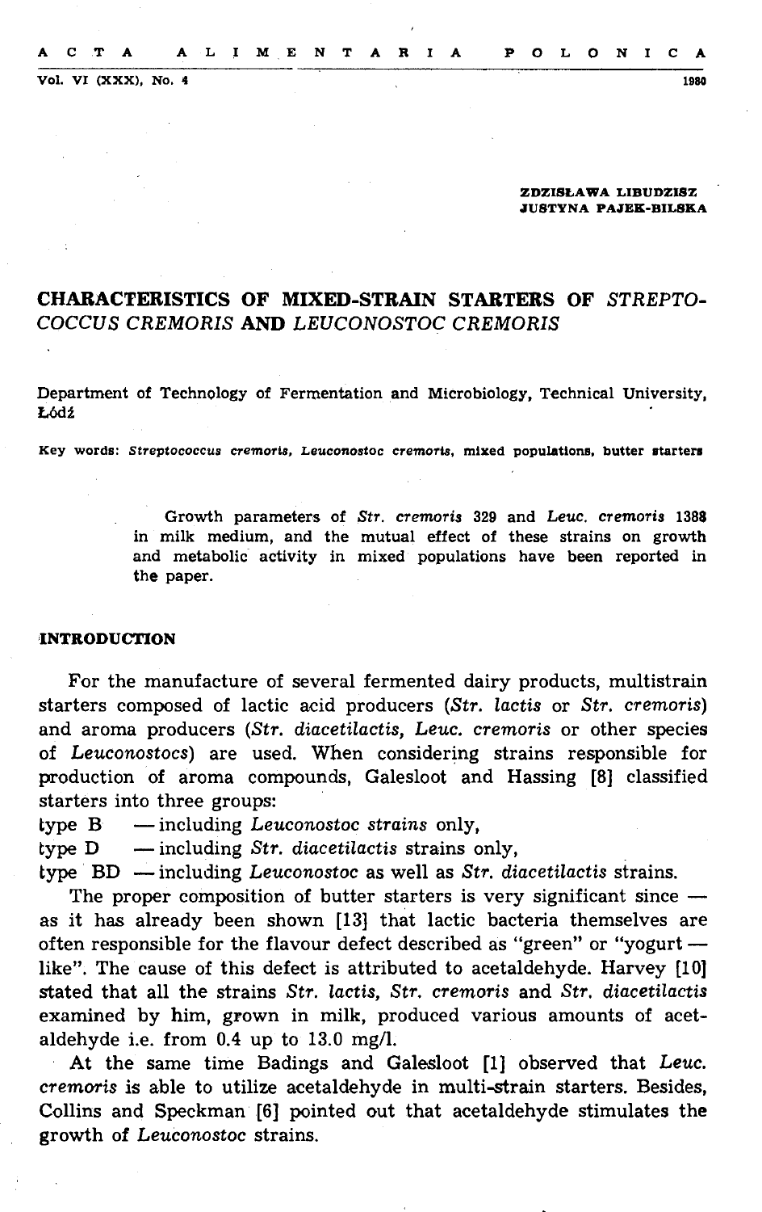ZDZISŁAWA LIBUDZISZ
JUSTYNA PAJEK-BILSKA

# CHARACTERISTICS OF MIXED-STRAIN STARTERS OF *STREPTOCOCCUS CREMORIS* AND *LEUCONOSTOC CREMORIS*

Department of Technology of Fermentation and Microbiology, Technical University, Łódź

Key words: *Streptococcus cremoris, Leuconostoc cremoris*, mixed populations, butter starters

> Growth parameters of *Str. cremoris* 329 and *Leuc. cremoris* 1388 in milk medium, and the mutual effect of these strains on growth and metabolic activity in mixed populations have been reported in the paper.

## INTRODUCTION

For the manufacture of several fermented dairy products, multistrain starters composed of lactic acid producers (*Str. lactis* or *Str. cremoris*) and aroma producers (*Str. diacetilactis, Leuc. cremoris* or other species of *Leuconostocs*) are used. When considering strains responsible for production of aroma compounds, Galesloot and Hassing [8] classified starters into three groups:

type B — including *Leuconostoc strains* only,
type D — including *Str. diacetilactis* strains only,
type BD — including *Leuconostoc* as well as *Str. diacetilactis* strains.

The proper composition of butter starters is very significant since — as it has already been shown [13] that lactic bacteria themselves are often responsible for the flavour defect described as "green" or "yogurt — like". The cause of this defect is attributed to acetaldehyde. Harvey [10] stated that all the strains *Str. lactis, Str. cremoris* and *Str. diacetilactis* examined by him, grown in milk, produced various amounts of acetaldehyde i.e. from 0.4 up to 13.0 mg/l.

At the same time Badings and Galesloot [1] observed that *Leuc. cremoris* is able to utilize acetaldehyde in multi-strain starters. Besides, Collins and Speckman [6] pointed out that acetaldehyde stimulates the growth of *Leuconostoc* strains.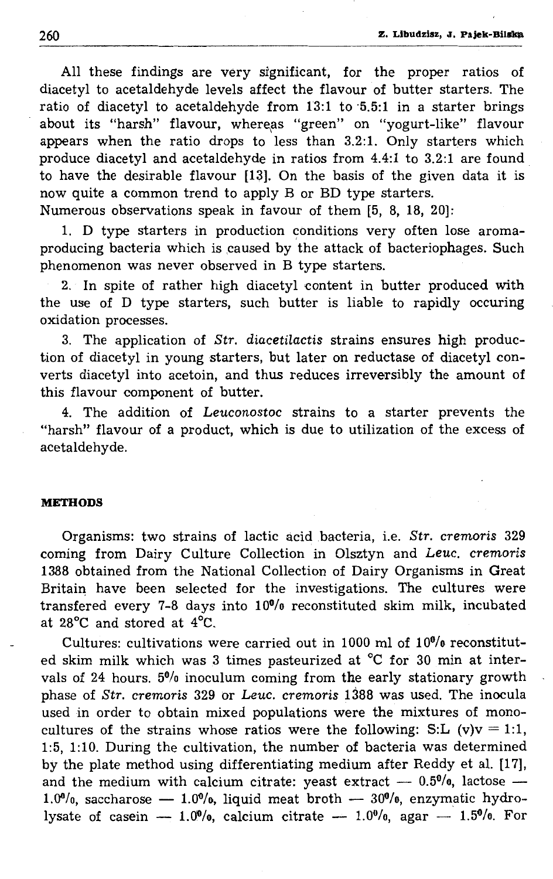All these findings are very significant, for the proper ratios of diacetyl to acetaldehyde levels affect the flavour of butter starters. The ratio of diacetyl to acetaldehyde from 13:1 to 5.5:1 in a starter brings about its "harsh" flavour, whereas "green" on "yogurt-like" flavour appears when the ratio drops to less than 3.2:1. Only starters which produce diacetyl and acetaldehyde in ratios from 4.4:1 to 3.2:1 are found to have the desirable flavour [13]. On the basis of the given data it is now quite a common trend to apply B or BD type starters.

Numerous observations speak in favour of them [5, 8, 18, 20]:

1. D type starters in production conditions very often lose aroma-producing bacteria which is caused by the attack of bacteriophages. Such phenomenon was never observed in B type starters.

2. In spite of rather high diacetyl content in butter produced with the use of D type starters, such butter is liable to rapidly occuring oxidation processes.

3. The application of *Str. diacetilactis* strains ensures high production of diacetyl in young starters, but later on reductase of diacetyl converts diacetyl into acetoin, and thus reduces irreversibly the amount of this flavour component of butter.

4. The addition of *Leuconostoc* strains to a starter prevents the "harsh" flavour of a product, which is due to utilization of the excess of acetaldehyde.

## METHODS

Organisms: two strains of lactic acid bacteria, i.e. *Str. cremoris* 329 coming from Dairy Culture Collection in Olsztyn and *Leuc. cremoris* 1388 obtained from the National Collection of Dairy Organisms in Great Britain have been selected for the investigations. The cultures were transfered every 7-8 days into 10% reconstituted skim milk, incubated at 28°C and stored at 4°C.

Cultures: cultivations were carried out in 1000 ml of 10% reconstituted skim milk which was 3 times pasteurized at °C for 30 min at intervals of 24 hours. 5% inoculum coming from the early stationary growth phase of *Str. cremoris* 329 or *Leuc. cremoris* 1388 was used. The inocula used in order to obtain mixed populations were the mixtures of monocultures of the strains whose ratios were the following: S:L (v)v = 1:1, 1:5, 1:10. During the cultivation, the number of bacteria was determined by the plate method using differentiating medium after Reddy et al. [17], and the medium with calcium citrate: yeast extract — 0.5%, lactose — 1.0%, saccharose — 1.0%, liquid meat broth — 30%, enzymatic hydrolysate of casein — 1.0%, calcium citrate — 1.0%, agar — 1.5%. For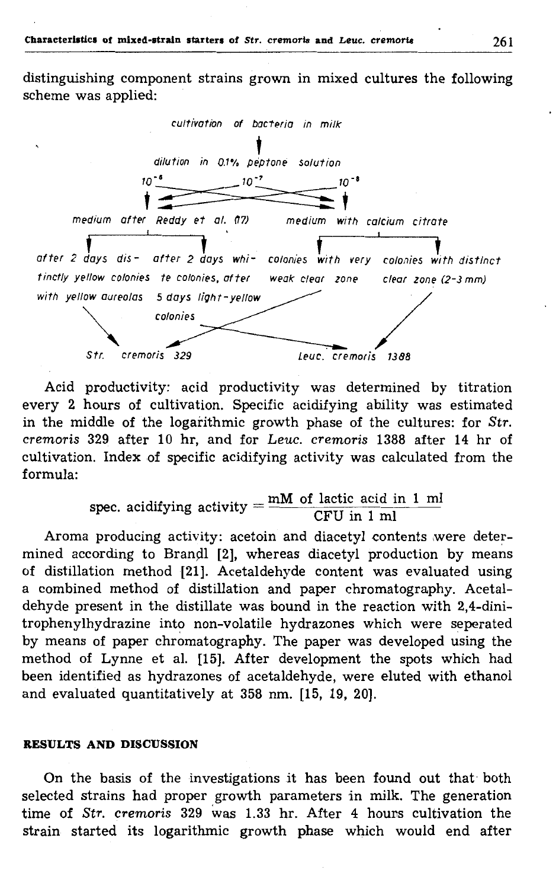distinguishing component strains grown in mixed cultures the following scheme was applied:

*cultivation of bacteria in milk*

↓

*dilution in 0.1% peptone solution*

$10^{-6}$ — $10^{-7}$ — $10^{-8}$

*medium after Reddy et al. (17)* | *medium with calcium citrate*

*after 2 days distinctly yellow colonies with yellow aureolas* | *after 2 days white colonies, after 5 days light-yellow colonies* | *colonies with very weak clear zone* | *colonies with distinct clear zone (2-3 mm)*

*Str. cremoris 329* | *Leuc. cremoris 1388*

Acid productivity: acid productivity was determined by titration every 2 hours of cultivation. Specific acidifying ability was estimated in the middle of the logarithmic growth phase of the cultures: for *Str. cremoris* 329 after 10 hr, and for *Leuc. cremoris* 1388 after 14 hr of cultivation. Index of specific acidifying activity was calculated from the formula:

$$\text{spec. acidifying activity} = \frac{\text{mM of lactic acid in 1 ml}}{\text{CFU in 1 ml}}$$

Aroma producing activity: acetoin and diacetyl contents were determined according to Brandl [2], whereas diacetyl production by means of distillation method [21]. Acetaldehyde content was evaluated using a combined method of distillation and paper chromatography. Acetaldehyde present in the distillate was bound in the reaction with 2,4-dinitrophenylhydrazine into non-volatile hydrazones which were seperated by means of paper chromatography. The paper was developed using the method of Lynne et al. [15]. After development the spots which had been identified as hydrazones of acetaldehyde, were eluted with ethanol and evaluated quantitatively at 358 nm. [15, 19, 20].

## RESULTS AND DISCUSSION

On the basis of the investigations it has been found out that both selected strains had proper growth parameters in milk. The generation time of *Str. cremoris* 329 was 1.33 hr. After 4 hours cultivation the strain started its logarithmic growth phase which would end after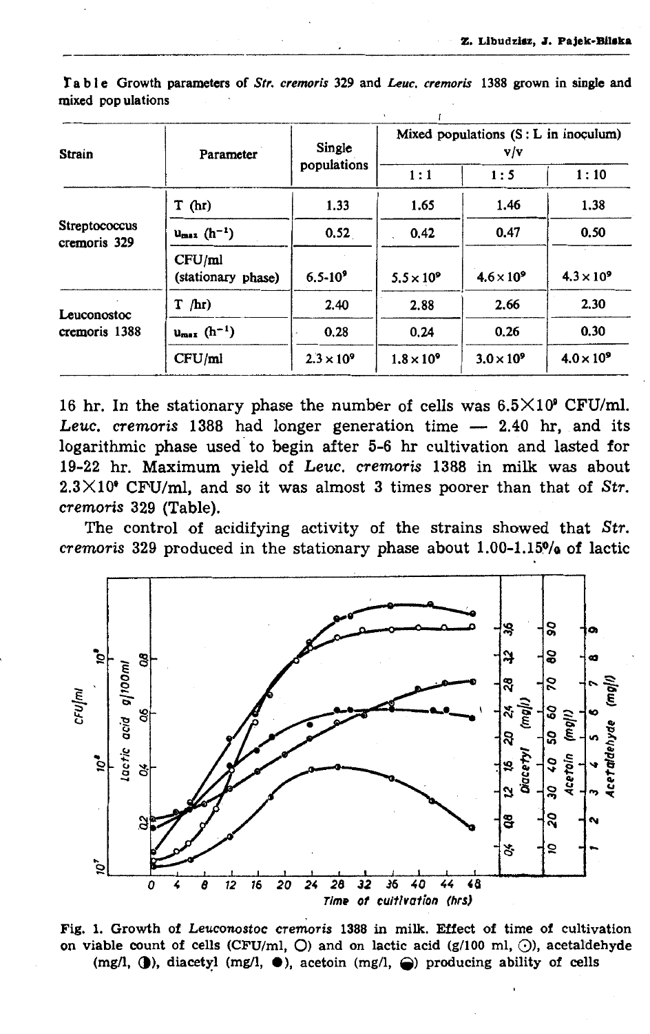**Table** Growth parameters of *Str. cremoris* 329 and *Leuc. cremoris* 1388 grown in single and mixed populations

| Strain | Parameter | Single populations | Mixed populations (S : L in inoculum) v/v | | |
|---|---|---|---|---|---|
| | | | 1 : 1 | 1 : 5 | 1 : 10 |
| Streptococcus cremoris 329 | T (hr) | 1.33 | 1.65 | 1.46 | 1.38 |
| | $u_{max}$ ($h^{-1}$) | 0.52 | 0.42 | 0.47 | 0.50 |
| | CFU/ml (stationary phase) | $6.5 \cdot 10^9$ | $5.5 \times 10^9$ | $4.6 \times 10^9$ | $4.3 \times 10^9$ |
| Leuconostoc cremoris 1388 | T /hr) | 2.40 | 2.88 | 2.66 | 2.30 |
| | $u_{max}$ ($h^{-1}$) | 0.28 | 0.24 | 0.26 | 0.30 |
| | CFU/ml | $2.3 \times 10^9$ | $1.8 \times 10^9$ | $3.0 \times 10^9$ | $4.0 \times 10^9$ |

16 hr. In the stationary phase the number of cells was $6.5 \times 10^9$ CFU/ml. *Leuc. cremoris* 1388 had longer generation time — 2.40 hr, and its logarithmic phase used to begin after 5-6 hr cultivation and lasted for 19-22 hr. Maximum yield of *Leuc. cremoris* 1388 in milk was about $2.3 \times 10^9$ CFU/ml, and so it was almost 3 times poorer than that of *Str. cremoris* 329 (Table).

The control of acidifying activity of the strains showed that *Str. cremoris* 329 produced in the stationary phase about 1.00-1.15% of lactic

Fig. 1. Growth of *Leuconostoc cremoris* 1388 in milk. Effect of time of cultivation on viable count of cells (CFU/ml, ○) and on lactic acid (g/100 ml, ⊙), acetaldehyde (mg/l, ◑), diacetyl (mg/l, ●), acetoin (mg/l, ◒) producing ability of cells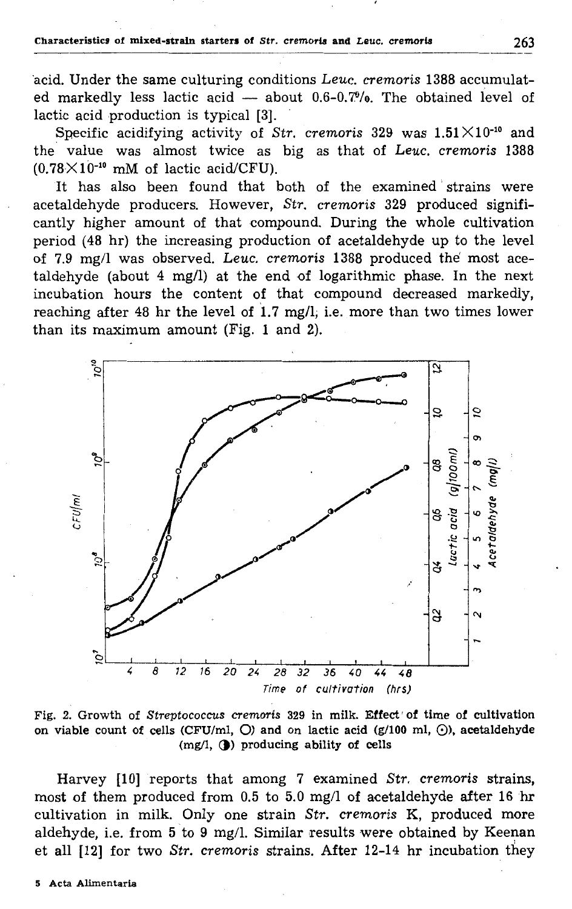acid. Under the same culturing conditions *Leuc. cremoris* 1388 accumulated markedly less lactic acid — about 0.6-0.7%. The obtained level of lactic acid production is typical [3].

Specific acidifying activity of *Str. cremoris* 329 was $1.51 \times 10^{-10}$ and the value was almost twice as big as that of *Leuc. cremoris* 1388 ($0.78 \times 10^{-10}$ mM of lactic acid/CFU).

It has also been found that both of the examined strains were acetaldehyde producers. However, *Str. cremoris* 329 produced significantly higher amount of that compound. During the whole cultivation period (48 hr) the increasing production of acetaldehyde up to the level of 7.9 mg/l was observed. *Leuc. cremoris* 1388 produced the most acetaldehyde (about 4 mg/l) at the end of logarithmic phase. In the next incubation hours the content of that compound decreased markedly, reaching after 48 hr the level of 1.7 mg/l, i.e. more than two times lower than its maximum amount (Fig. 1 and 2).

Fig. 2. Growth of *Streptococcus cremoris* 329 in milk. Effect of time of cultivation on viable count of cells (CFU/ml, ○) and on lactic acid (g/100 ml, ⊙), acetaldehyde (mg/l, ◑) producing ability of cells

Harvey [10] reports that among 7 examined *Str. cremoris* strains, most of them produced from 0.5 to 5.0 mg/l of acetaldehyde after 16 hr cultivation in milk. Only one strain *Str. cremoris* K, produced more aldehyde, i.e. from 5 to 9 mg/l. Similar results were obtained by Keenan et all [12] for two *Str. cremoris* strains. After 12-14 hr incubation they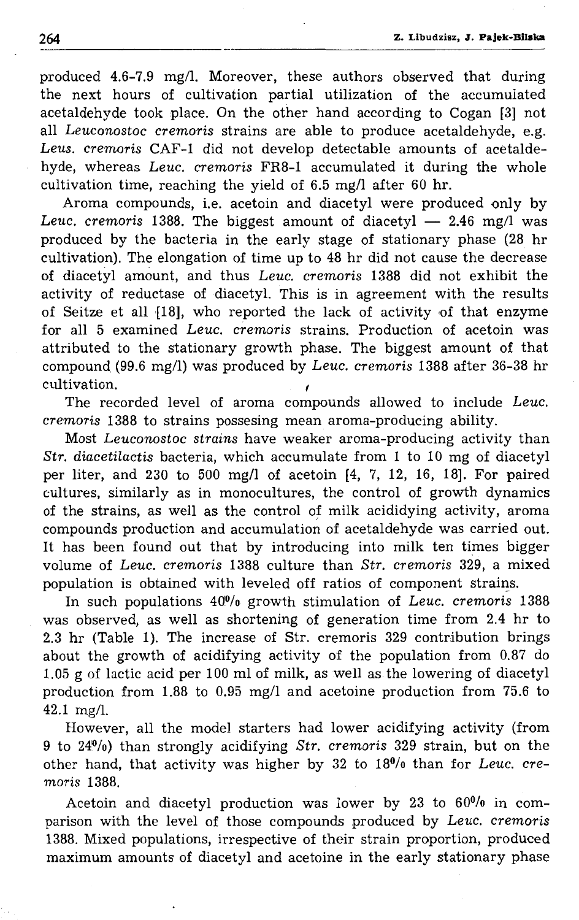produced 4.6-7.9 mg/l. Moreover, these authors observed that during the next hours of cultivation partial utilization of the accumulated acetaldehyde took place. On the other hand according to Cogan [3] not all *Leuconostoc cremoris* strains are able to produce acetaldehyde, e.g. *Leus. cremoris* CAF-1 did not develop detectable amounts of acetaldehyde, whereas *Leuc. cremoris* FR8-1 accumulated it during the whole cultivation time, reaching the yield of 6.5 mg/l after 60 hr.

Aroma compounds, i.e. acetoin and diacetyl were produced only by *Leuc. cremoris* 1388. The biggest amount of diacetyl — 2.46 mg/l was produced by the bacteria in the early stage of stationary phase (28 hr cultivation). The elongation of time up to 48 hr did not cause the decrease of diacetyl amount, and thus *Leuc. cremoris* 1388 did not exhibit the activity of reductase of diacetyl. This is in agreement with the results of Seitze et all [18], who reported the lack of activity of that enzyme for all 5 examined *Leuc. cremoris* strains. Production of acetoin was attributed to the stationary growth phase. The biggest amount of that compound (99.6 mg/l) was produced by *Leuc. cremoris* 1388 after 36-38 hr cultivation.

The recorded level of aroma compounds allowed to include *Leuc. cremoris* 1388 to strains possesing mean aroma-producing ability.

Most *Leuconostoc strains* have weaker aroma-producing activity than *Str. diacetilactis* bacteria, which accumulate from 1 to 10 mg of diacetyl per liter, and 230 to 500 mg/l of acetoin [4, 7, 12, 16, 18]. For paired cultures, similarly as in monocultures, the control of growth dynamics of the strains, as well as the control of milk acididying activity, aroma compounds production and accumulation of acetaldehyde was carried out. It has been found out that by introducing into milk ten times bigger volume of *Leuc. cremoris* 1388 culture than *Str. cremoris* 329, a mixed population is obtained with leveled off ratios of component strains.

In such populations 40% growth stimulation of *Leuc. cremoris* 1388 was observed, as well as shortening of generation time from 2.4 hr to 2.3 hr (Table 1). The increase of Str. cremoris 329 contribution brings about the growth of acidifying activity of the population from 0.87 do 1.05 g of lactic acid per 100 ml of milk, as well as the lowering of diacetyl production from 1.88 to 0.95 mg/l and acetoine production from 75.6 to 42.1 mg/l.

However, all the model starters had lower acidifying activity (from 9 to 24%) than strongly acidifying *Str. cremoris* 329 strain, but on the other hand, that activity was higher by 32 to 18% than for *Leuc. cremoris* 1388.

Acetoin and diacetyl production was lower by 23 to 60% in comparison with the level of those compounds produced by *Leuc. cremoris* 1388. Mixed populations, irrespective of their strain proportion, produced maximum amounts of diacetyl and acetoine in the early stationary phase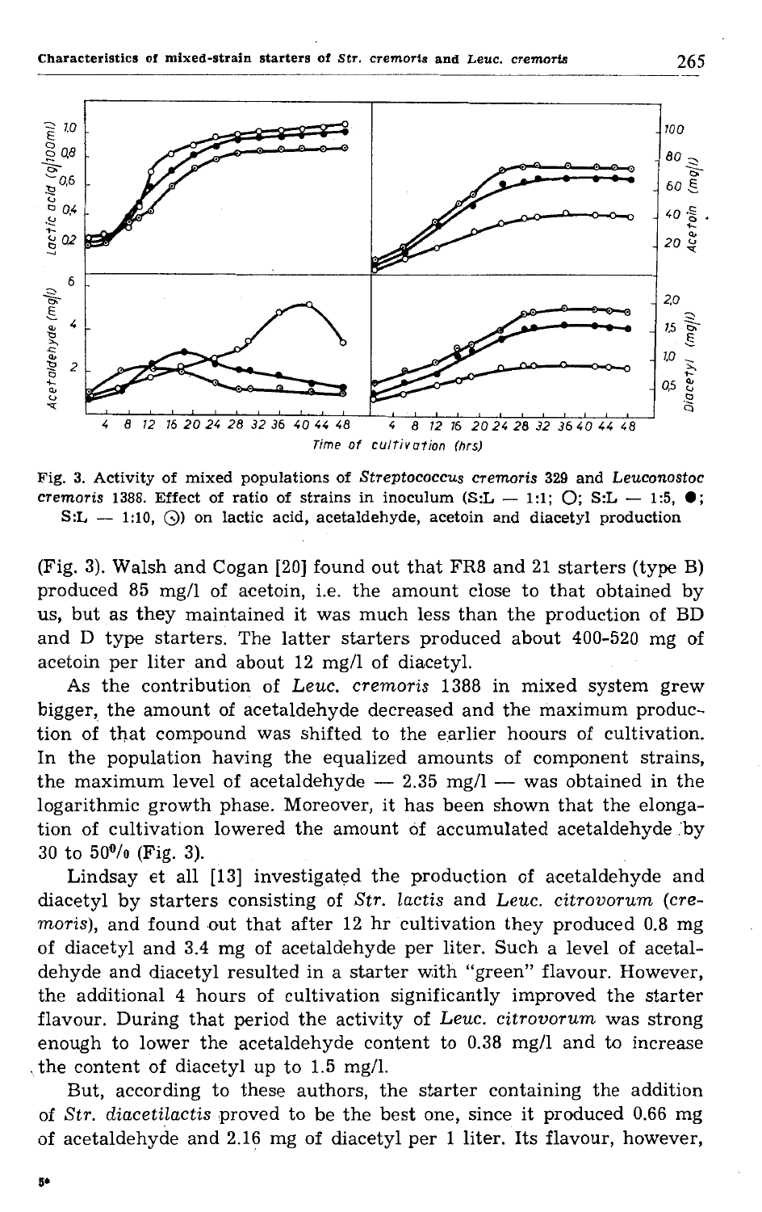Fig. 3. Activity of mixed populations of *Streptococcus cremoris* 329 and *Leuconostoc cremoris* 1388. Effect of ratio of strains in inoculum (S:L — 1:1; O; S:L — 1:5, ●; S:L — 1:10, ⊙) on lactic acid, acetaldehyde, acetoin and diacetyl production

(Fig. 3). Walsh and Cogan [20] found out that FR8 and 21 starters (type B) produced 85 mg/l of acetoin, i.e. the amount close to that obtained by us, but as they maintained it was much less than the production of BD and D type starters. The latter starters produced about 400-520 mg of acetoin per liter and about 12 mg/l of diacetyl.

As the contribution of *Leuc. cremoris* 1388 in mixed system grew bigger, the amount of acetaldehyde decreased and the maximum production of that compound was shifted to the earlier hoours of cultivation. In the population having the equalized amounts of component strains, the maximum level of acetaldehyde — 2.35 mg/l — was obtained in the logarithmic growth phase. Moreover, it has been shown that the elongation of cultivation lowered the amount of accumulated acetaldehyde by 30 to 50% (Fig. 3).

Lindsay et all [13] investigated the production of acetaldehyde and diacetyl by starters consisting of *Str. lactis* and *Leuc. citrovorum* (*cremoris*), and found out that after 12 hr cultivation they produced 0.8 mg of diacetyl and 3.4 mg of acetaldehyde per liter. Such a level of acetaldehyde and diacetyl resulted in a starter with "green" flavour. However, the additional 4 hours of cultivation significantly improved the starter flavour. During that period the activity of *Leuc. citrovorum* was strong enough to lower the acetaldehyde content to 0.38 mg/l and to increase the content of diacetyl up to 1.5 mg/l.

But, according to these authors, the starter containing the addition of *Str. diacetilactis* proved to be the best one, since it produced 0.66 mg of acetaldehyde and 2.16 mg of diacetyl per 1 liter. Its flavour, however,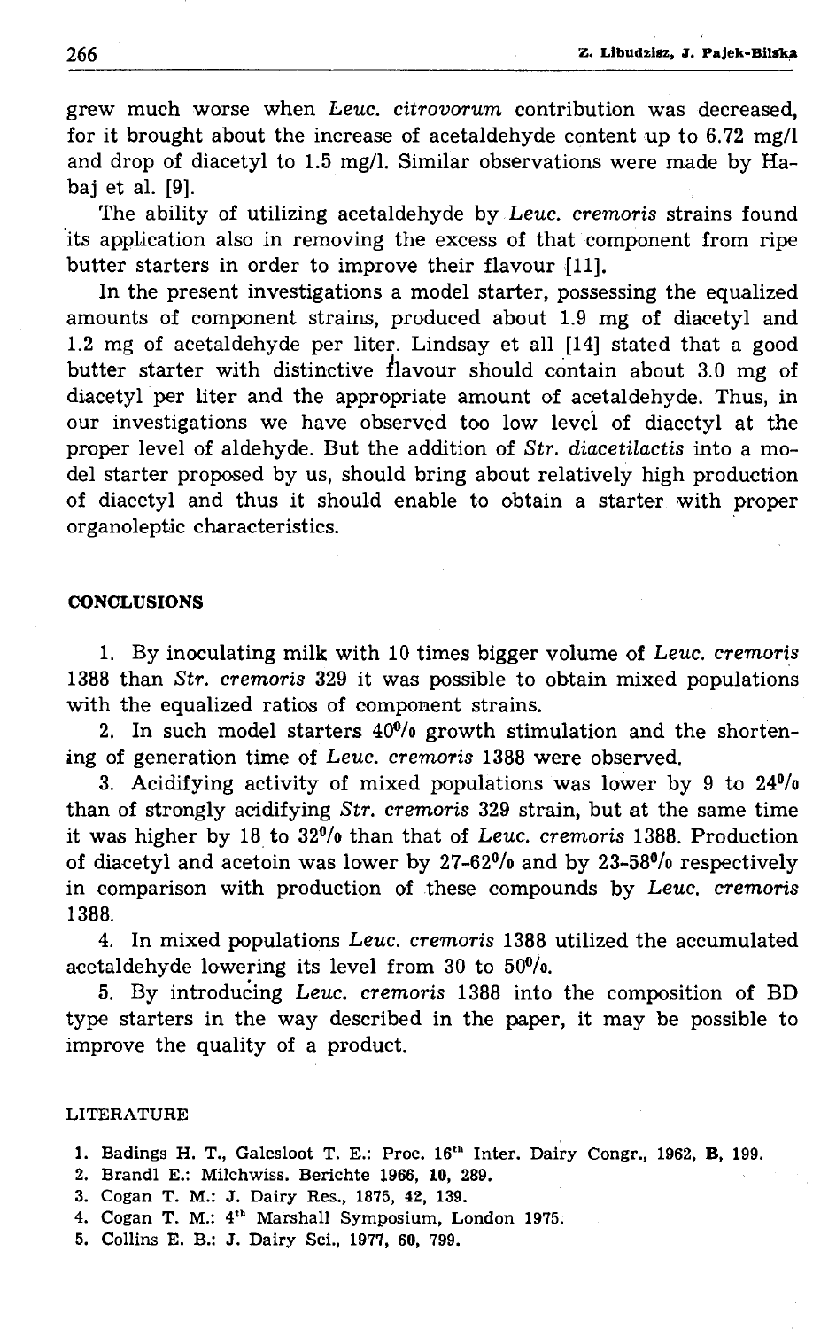grew much worse when *Leuc. citrovorum* contribution was decreased, for it brought about the increase of acetaldehyde content up to 6.72 mg/l and drop of diacetyl to 1.5 mg/l. Similar observations were made by Habaj et al. [9].

The ability of utilizing acetaldehyde by *Leuc. cremoris* strains found its application also in removing the excess of that component from ripe butter starters in order to improve their flavour [11].

In the present investigations a model starter, possessing the equalized amounts of component strains, produced about 1.9 mg of diacetyl and 1.2 mg of acetaldehyde per liter. Lindsay et all [14] stated that a good butter starter with distinctive flavour should contain about 3.0 mg of diacetyl per liter and the appropriate amount of acetaldehyde. Thus, in our investigations we have observed too low level of diacetyl at the proper level of aldehyde. But the addition of *Str. diacetilactis* into a model starter proposed by us, should bring about relatively high production of diacetyl and thus it should enable to obtain a starter with proper organoleptic characteristics.

## CONCLUSIONS

1. By inoculating milk with 10 times bigger volume of *Leuc. cremoris* 1388 than *Str. cremoris* 329 it was possible to obtain mixed populations with the equalized ratios of component strains.
2. In such model starters 40% growth stimulation and the shortening of generation time of *Leuc. cremoris* 1388 were observed.
3. Acidifying activity of mixed populations was lower by 9 to 24% than of strongly acidifying *Str. cremoris* 329 strain, but at the same time it was higher by 18 to 32% than that of *Leuc. cremoris* 1388. Production of diacetyl and acetoin was lower by 27-62% and by 23-58% respectively in comparison with production of these compounds by *Leuc. cremoris* 1388.
4. In mixed populations *Leuc. cremoris* 1388 utilized the accumulated acetaldehyde lowering its level from 30 to 50%.
5. By introducing *Leuc. cremoris* 1388 into the composition of BD type starters in the way described in the paper, it may be possible to improve the quality of a product.

## LITERATURE

1. Badings H. T., Galesloot T. E.: Proc. 16th Inter. Dairy Congr., 1962, **B**, 199.
2. Brandl E.: Milchwiss. Berichte **1966**, **10**, 289.
3. Cogan T. M.: J. Dairy Res., 1875, **42**, 139.
4. Cogan T. M.: 4th Marshall Symposium, London 1975.
5. Collins E. B.: J. Dairy Sci., 1977, **60**, 799.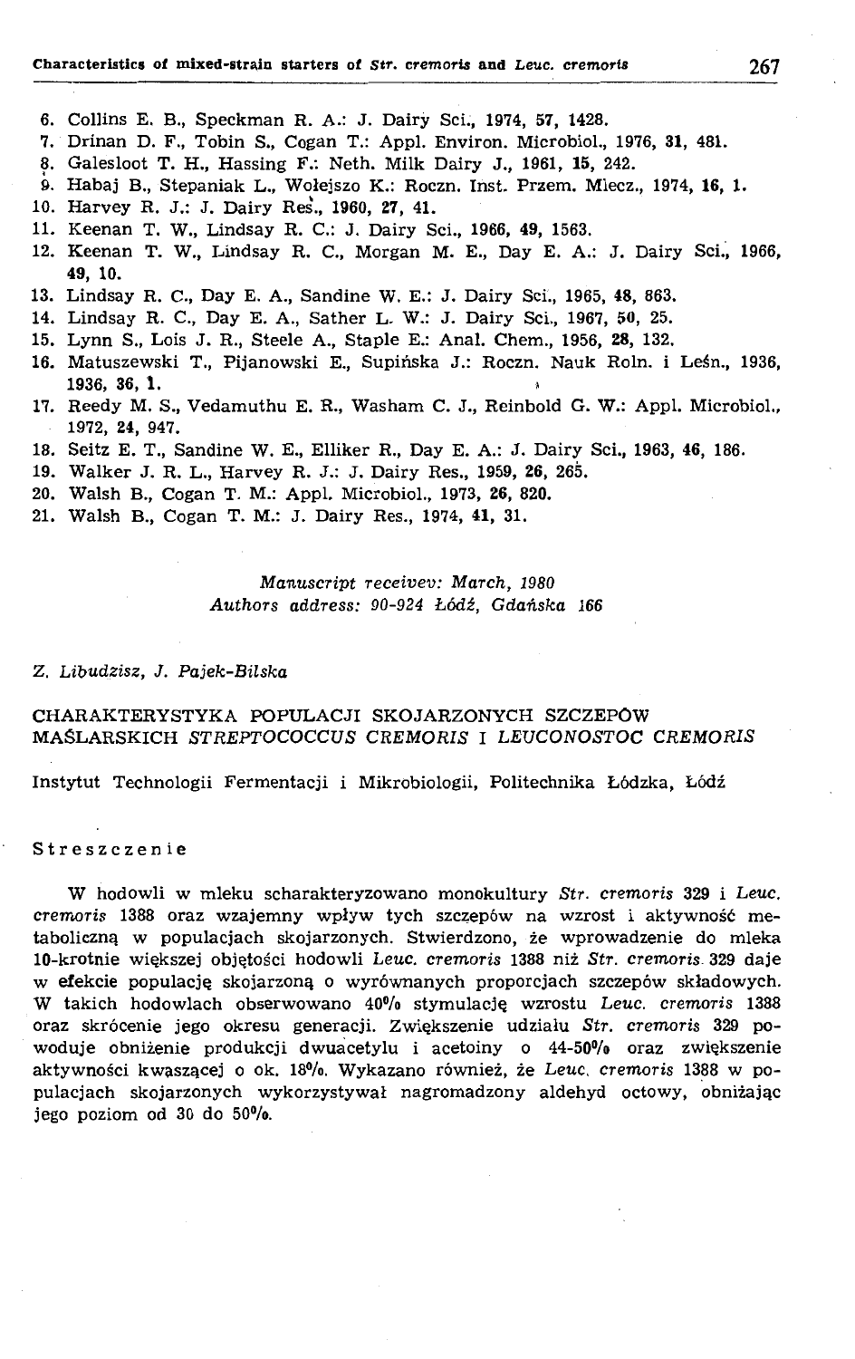6. Collins E. B., Speckman R. A.: J. Dairy Sci., 1974, **57**, 1428.
7. Drinan D. F., Tobin S., Cogan T.: Appl. Environ. Microbiol., 1976, **31**, 481.
8. Galesloot T. H., Hassing F.: Neth. Milk Dairy J., 1961, **15**, 242.
9. Habaj B., Stepaniak L., Wołejszo K.: Roczn. Inst. Przem. Mlecz., 1974, **16**, 1.
10. Harvey R. J.: J. Dairy Res., 1960, **27**, 41.
11. Keenan T. W., Lindsay R. C.: J. Dairy Sci., 1966, **49**, 1563.
12. Keenan T. W., Lindsay R. C., Morgan M. E., Day E. A.: J. Dairy Sci., 1966, **49**, 10.
13. Lindsay R. C., Day E. A., Sandine W. E.: J. Dairy Sci., 1965, **48**, 863.
14. Lindsay R. C., Day E. A., Sather L. W.: J. Dairy Sci., 1967, **50**, 25.
15. Lynn S., Lois J. R., Steele A., Staple E.: Anal. Chem., 1956, **28**, 132.
16. Matuszewski T., Pijanowski E., Supińska J.: Roczn. Nauk Roln. i Leśn., 1936, 1936, **36**, **1**.
17. Reedy M. S., Vedamuthu E. R., Washam C. J., Reinbold G. W.: Appl. Microbiol., 1972, **24**, 947.
18. Seitz E. T., Sandine W. E., Elliker R., Day E. A.: J. Dairy Sci., 1963, **46**, 186.
19. Walker J. R. L., Harvey R. J.: J. Dairy Res., 1959, **26**, 265.
20. Walsh B., Cogan T. M.: Appl. Microbiol., 1973, **26**, 820.
21. Walsh B., Cogan T. M.: J. Dairy Res., 1974, **41**, 31.

*Manuscript receivev: March, 1980*
*Authors address: 90-924 Łódź, Gdańska 166*

*Z. Libudzisz, J. Pajek-Bilska*

CHARAKTERYSTYKA POPULACJI SKOJARZONYCH SZCZEPÓW MAŚLARSKICH *STREPTOCOCCUS CREMORIS* I *LEUCONOSTOC CREMORIS*

Instytut Technologii Fermentacji i Mikrobiologii, Politechnika Łódzka, Łódź

Streszczenie

W hodowli w mleku scharakteryzowano monokultury *Str. cremoris* 329 i *Leuc. cremoris* 1388 oraz wzajemny wpływ tych szczepów na wzrost i aktywność metaboliczną w populacjach skojarzonych. Stwierdzono, że wprowadzenie do mleka 10-krotnie większej objętości hodowli *Leuc. cremoris* 1388 niż *Str. cremoris* 329 daje w efekcie populację skojarzoną o wyrównanych proporcjach szczepów składowych. W takich hodowlach obserwowano 40% stymulację wzrostu *Leuc. cremoris* 1388 oraz skrócenie jego okresu generacji. Zwiększenie udziału *Str. cremoris* 329 powoduje obniżenie produkcji dwuacetylu i acetoiny o 44-50% oraz zwiększenie aktywności kwaszącej o ok. 18%. Wykazano również, że *Leuc. cremoris* 1388 w populacjach skojarzonych wykorzystywał nagromadzony aldehyd octowy, obniżając jego poziom od 30 do 50%.